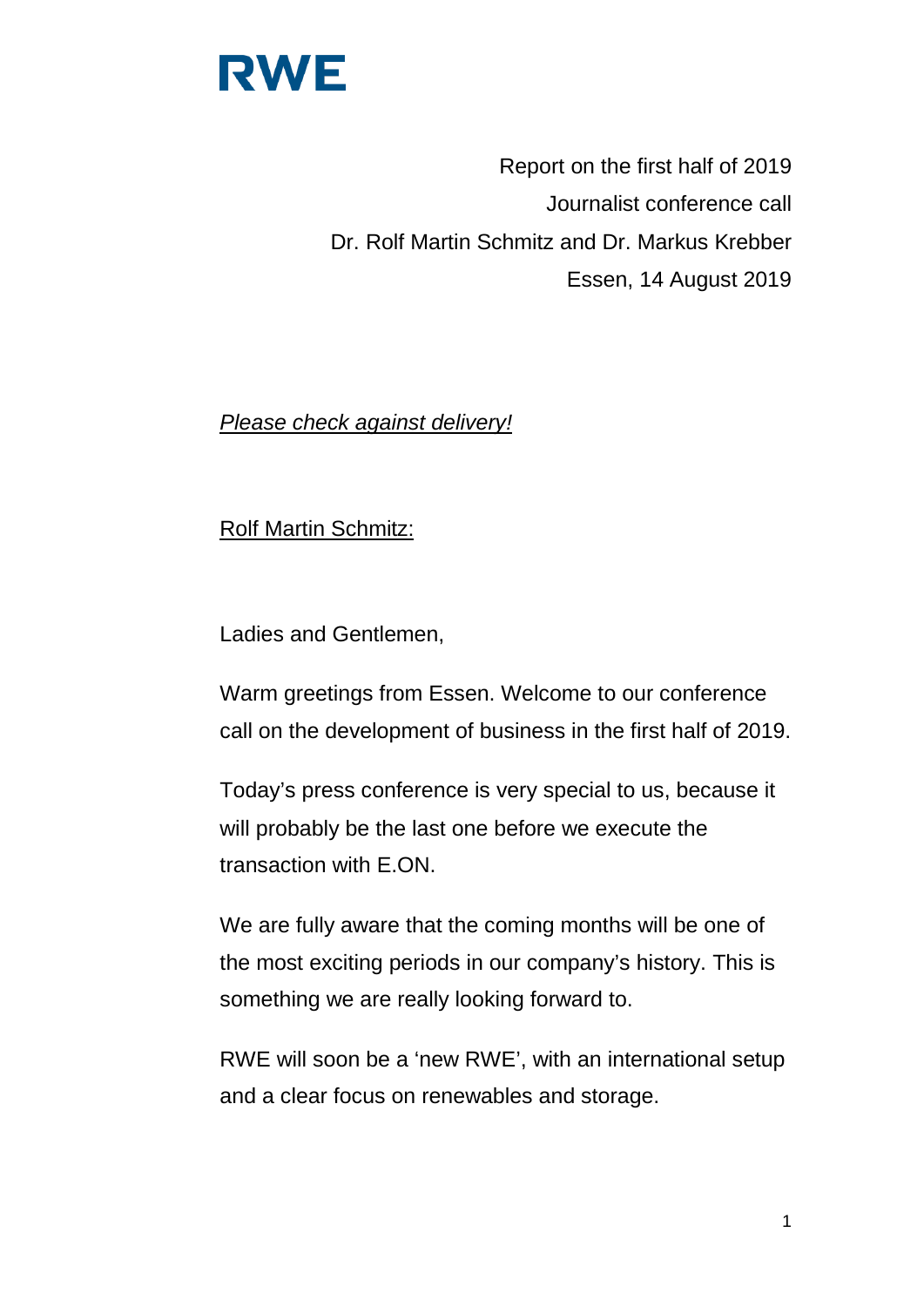# RWE

Report on the first half of 2019
Journalist conference call
Dr. Rolf Martin Schmitz and Dr. Markus Krebber
Essen, 14 August 2019

*Please check against delivery!*

Rolf Martin Schmitz:

Ladies and Gentlemen,

Warm greetings from Essen. Welcome to our conference call on the development of business in the first half of 2019.

Today's press conference is very special to us, because it will probably be the last one before we execute the transaction with E.ON.

We are fully aware that the coming months will be one of the most exciting periods in our company's history. This is something we are really looking forward to.

RWE will soon be a 'new RWE', with an international setup and a clear focus on renewables and storage.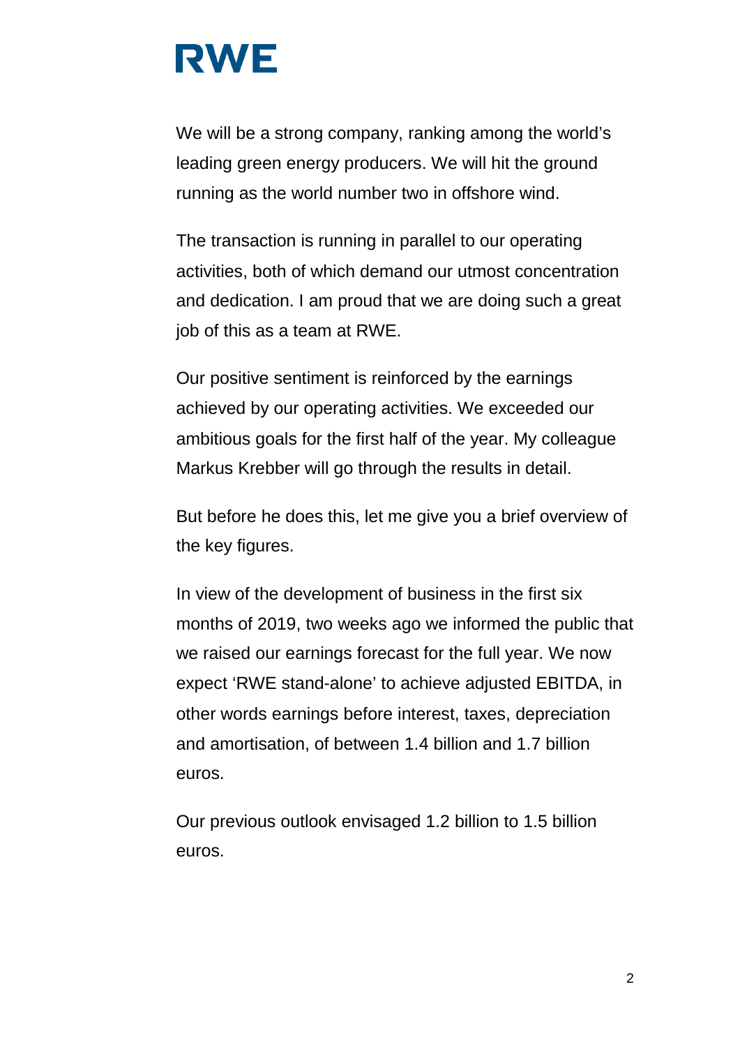We will be a strong company, ranking among the world's leading green energy producers. We will hit the ground running as the world number two in offshore wind.

The transaction is running in parallel to our operating activities, both of which demand our utmost concentration and dedication. I am proud that we are doing such a great job of this as a team at RWE.

Our positive sentiment is reinforced by the earnings achieved by our operating activities. We exceeded our ambitious goals for the first half of the year. My colleague Markus Krebber will go through the results in detail.

But before he does this, let me give you a brief overview of the key figures.

In view of the development of business in the first six months of 2019, two weeks ago we informed the public that we raised our earnings forecast for the full year. We now expect 'RWE stand-alone' to achieve adjusted EBITDA, in other words earnings before interest, taxes, depreciation and amortisation, of between 1.4 billion and 1.7 billion euros.

Our previous outlook envisaged 1.2 billion to 1.5 billion euros.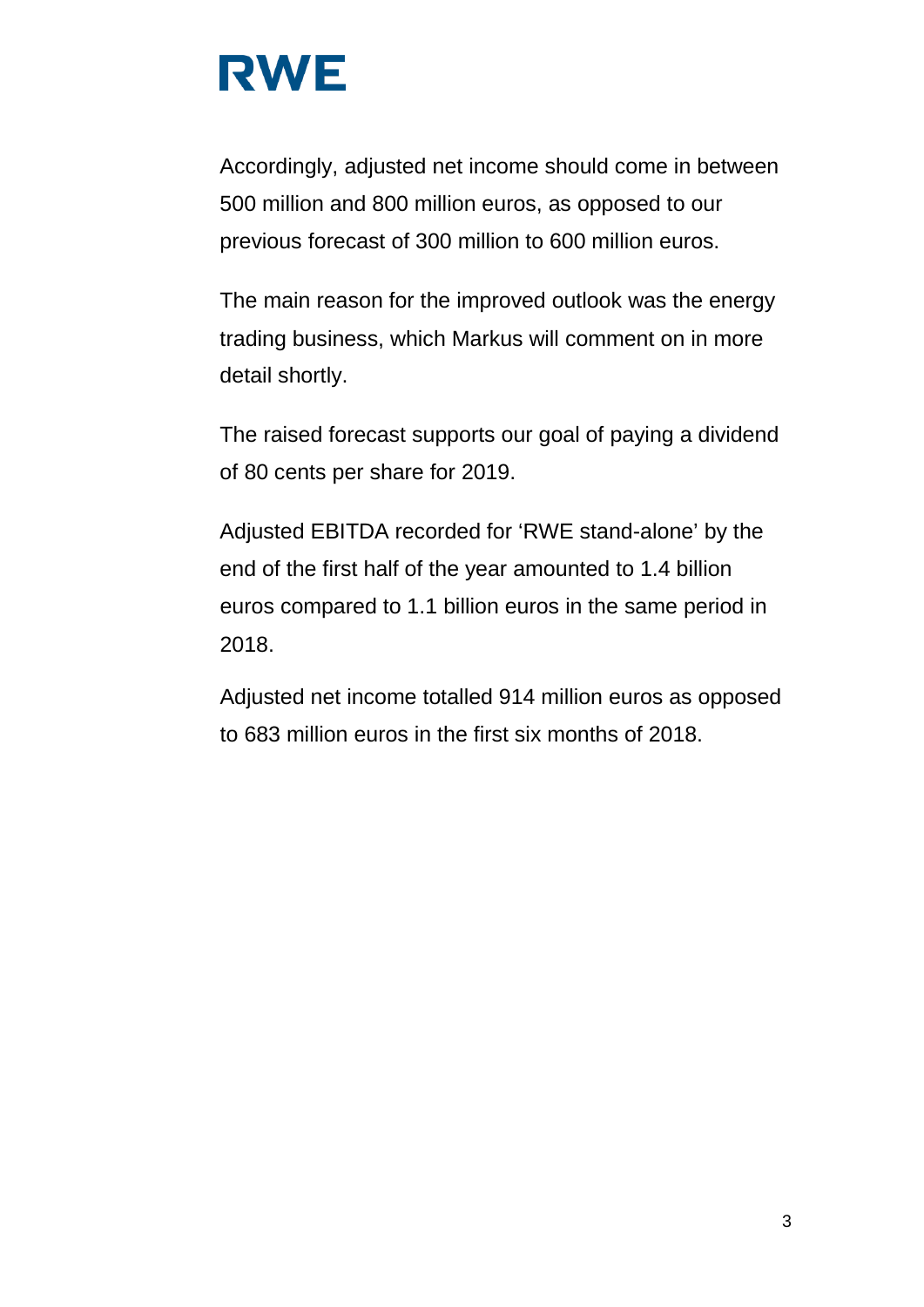Accordingly, adjusted net income should come in between 500 million and 800 million euros, as opposed to our previous forecast of 300 million to 600 million euros.

The main reason for the improved outlook was the energy trading business, which Markus will comment on in more detail shortly.

The raised forecast supports our goal of paying a dividend of 80 cents per share for 2019.

Adjusted EBITDA recorded for 'RWE stand-alone' by the end of the first half of the year amounted to 1.4 billion euros compared to 1.1 billion euros in the same period in 2018.

Adjusted net income totalled 914 million euros as opposed to 683 million euros in the first six months of 2018.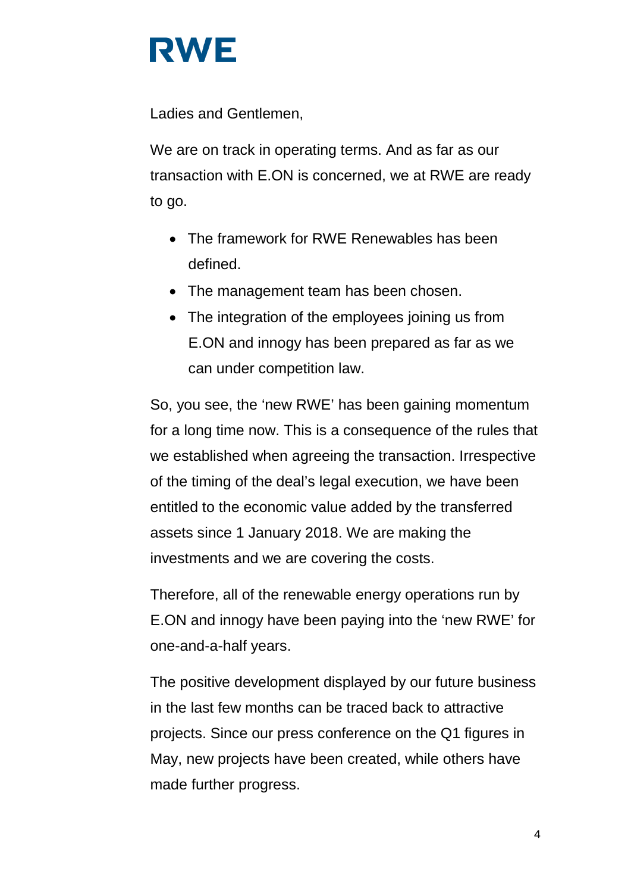Ladies and Gentlemen,

We are on track in operating terms. And as far as our transaction with E.ON is concerned, we at RWE are ready to go.

- The framework for RWE Renewables has been defined.
- The management team has been chosen.
- The integration of the employees joining us from E.ON and innogy has been prepared as far as we can under competition law.

So, you see, the 'new RWE' has been gaining momentum for a long time now. This is a consequence of the rules that we established when agreeing the transaction. Irrespective of the timing of the deal's legal execution, we have been entitled to the economic value added by the transferred assets since 1 January 2018. We are making the investments and we are covering the costs.

Therefore, all of the renewable energy operations run by E.ON and innogy have been paying into the 'new RWE' for one-and-a-half years.

The positive development displayed by our future business in the last few months can be traced back to attractive projects. Since our press conference on the Q1 figures in May, new projects have been created, while others have made further progress.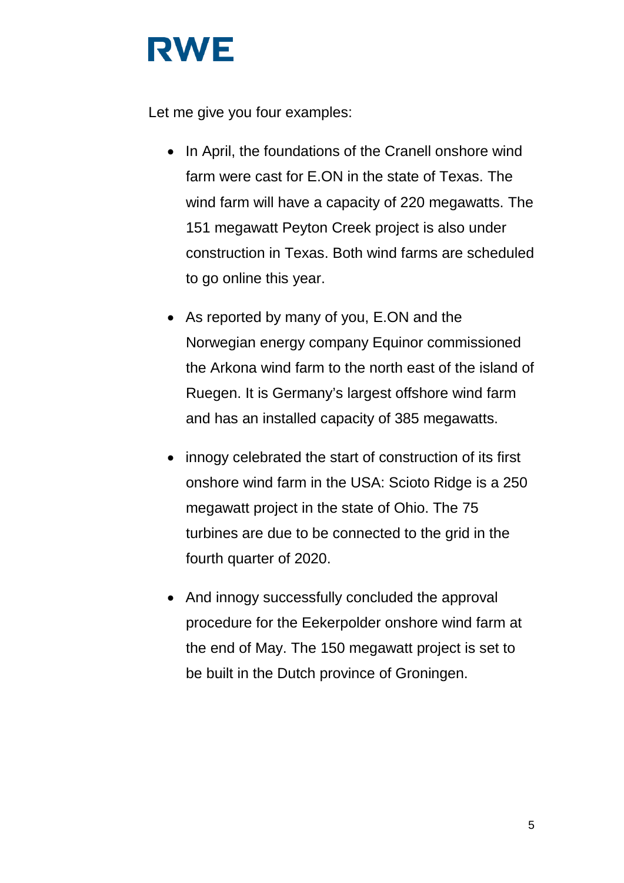Let me give you four examples:

- In April, the foundations of the Cranell onshore wind farm were cast for E.ON in the state of Texas. The wind farm will have a capacity of 220 megawatts. The 151 megawatt Peyton Creek project is also under construction in Texas. Both wind farms are scheduled to go online this year.
- As reported by many of you, E.ON and the Norwegian energy company Equinor commissioned the Arkona wind farm to the north east of the island of Ruegen. It is Germany's largest offshore wind farm and has an installed capacity of 385 megawatts.
- innogy celebrated the start of construction of its first onshore wind farm in the USA: Scioto Ridge is a 250 megawatt project in the state of Ohio. The 75 turbines are due to be connected to the grid in the fourth quarter of 2020.
- And innogy successfully concluded the approval procedure for the Eekerpolder onshore wind farm at the end of May. The 150 megawatt project is set to be built in the Dutch province of Groningen.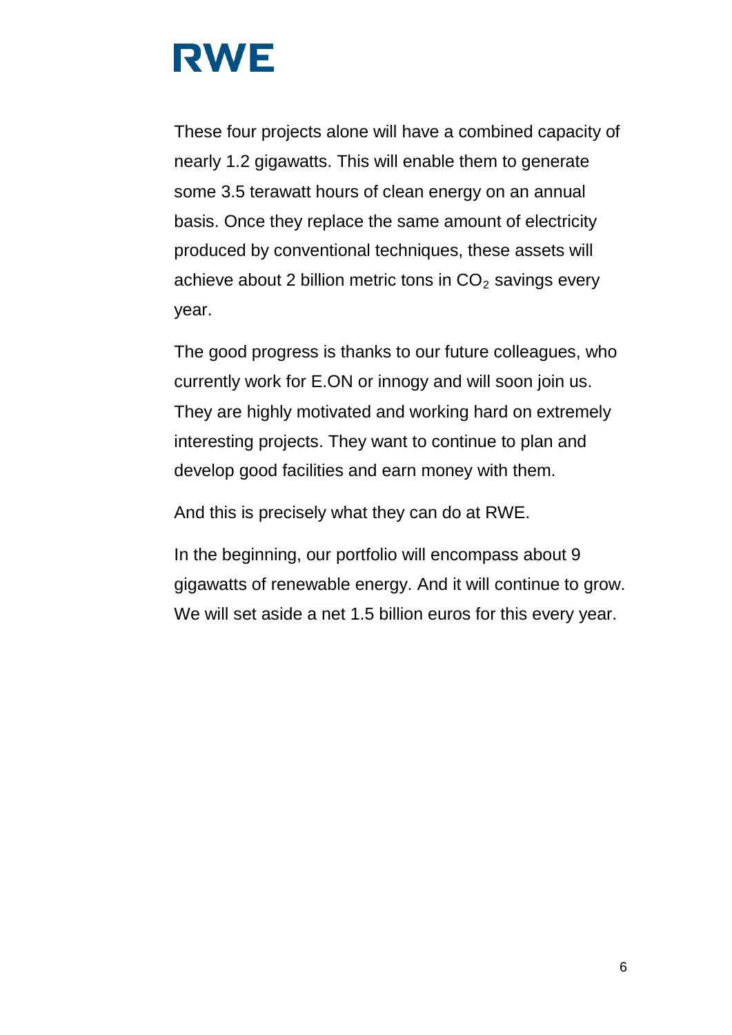These four projects alone will have a combined capacity of nearly 1.2 gigawatts. This will enable them to generate some 3.5 terawatt hours of clean energy on an annual basis. Once they replace the same amount of electricity produced by conventional techniques, these assets will achieve about 2 billion metric tons in $CO_2$ savings every year.

The good progress is thanks to our future colleagues, who currently work for E.ON or innogy and will soon join us. They are highly motivated and working hard on extremely interesting projects. They want to continue to plan and develop good facilities and earn money with them.

And this is precisely what they can do at RWE.

In the beginning, our portfolio will encompass about 9 gigawatts of renewable energy. And it will continue to grow. We will set aside a net 1.5 billion euros for this every year.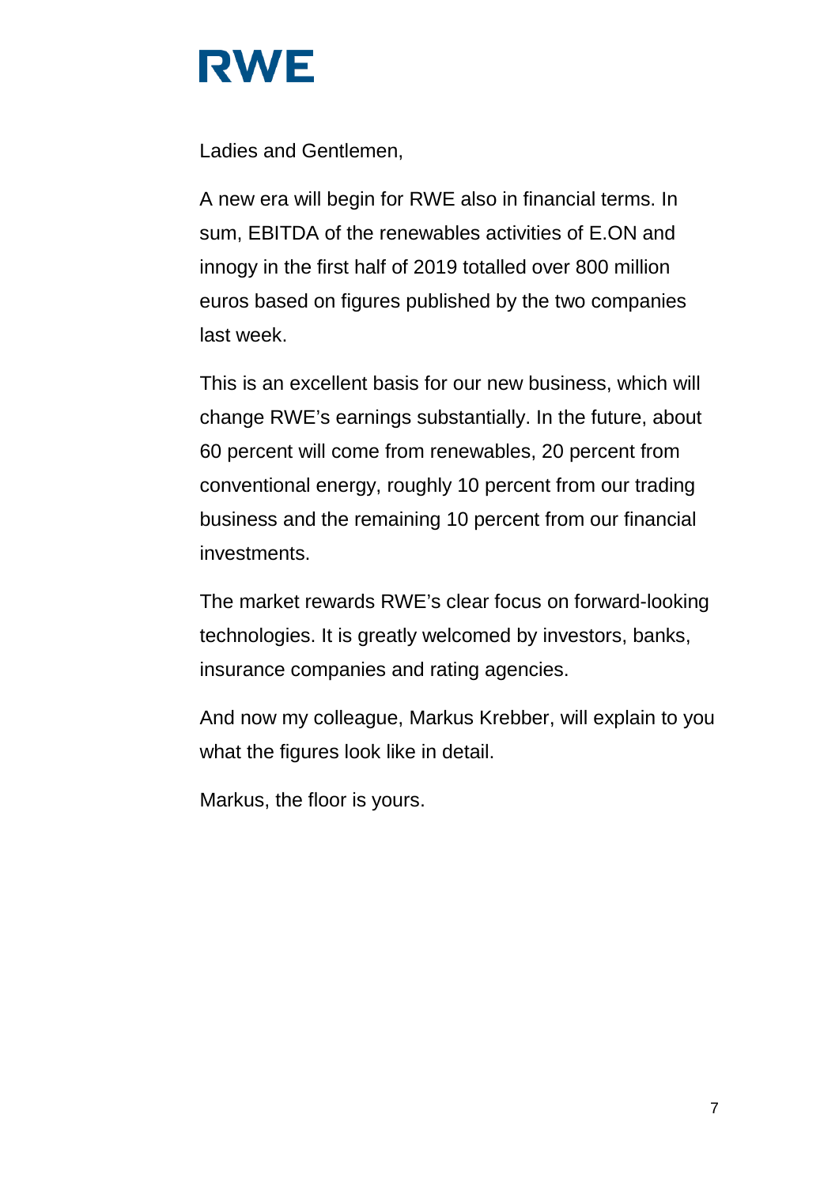Ladies and Gentlemen,

A new era will begin for RWE also in financial terms. In sum, EBITDA of the renewables activities of E.ON and innogy in the first half of 2019 totalled over 800 million euros based on figures published by the two companies last week.

This is an excellent basis for our new business, which will change RWE's earnings substantially. In the future, about 60 percent will come from renewables, 20 percent from conventional energy, roughly 10 percent from our trading business and the remaining 10 percent from our financial investments.

The market rewards RWE's clear focus on forward-looking technologies. It is greatly welcomed by investors, banks, insurance companies and rating agencies.

And now my colleague, Markus Krebber, will explain to you what the figures look like in detail.

Markus, the floor is yours.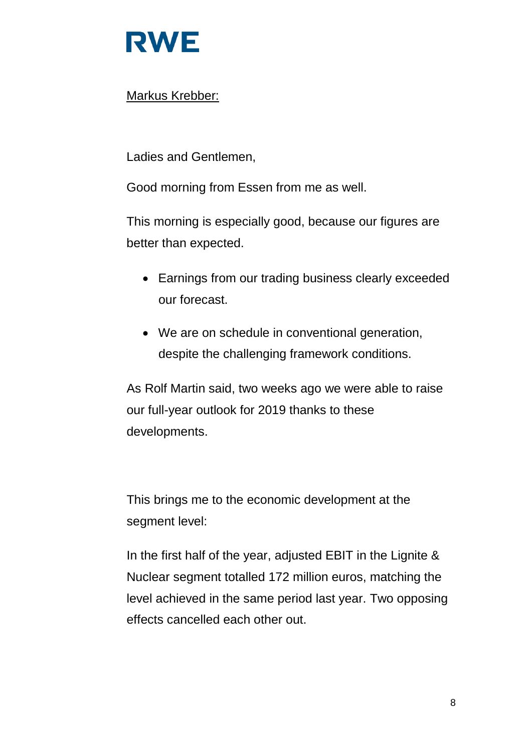Markus Krebber:

Ladies and Gentlemen,

Good morning from Essen from me as well.

This morning is especially good, because our figures are better than expected.

- Earnings from our trading business clearly exceeded our forecast.
- We are on schedule in conventional generation, despite the challenging framework conditions.

As Rolf Martin said, two weeks ago we were able to raise our full-year outlook for 2019 thanks to these developments.

This brings me to the economic development at the segment level:

In the first half of the year, adjusted EBIT in the Lignite & Nuclear segment totalled 172 million euros, matching the level achieved in the same period last year. Two opposing effects cancelled each other out.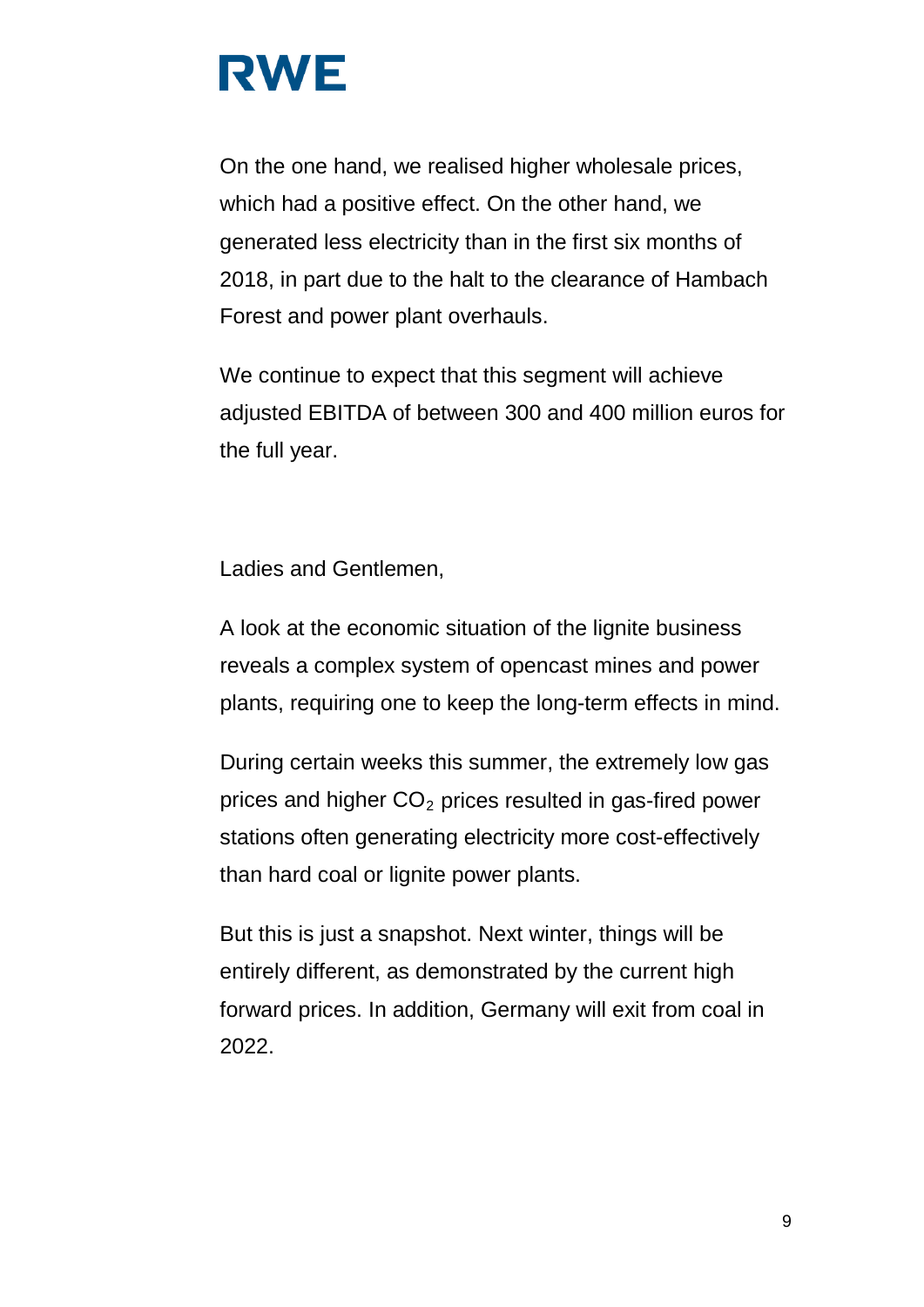On the one hand, we realised higher wholesale prices, which had a positive effect. On the other hand, we generated less electricity than in the first six months of 2018, in part due to the halt to the clearance of Hambach Forest and power plant overhauls.

We continue to expect that this segment will achieve adjusted EBITDA of between 300 and 400 million euros for the full year.

Ladies and Gentlemen,

A look at the economic situation of the lignite business reveals a complex system of opencast mines and power plants, requiring one to keep the long-term effects in mind.

During certain weeks this summer, the extremely low gas prices and higher $CO_2$ prices resulted in gas-fired power stations often generating electricity more cost-effectively than hard coal or lignite power plants.

But this is just a snapshot. Next winter, things will be entirely different, as demonstrated by the current high forward prices. In addition, Germany will exit from coal in 2022.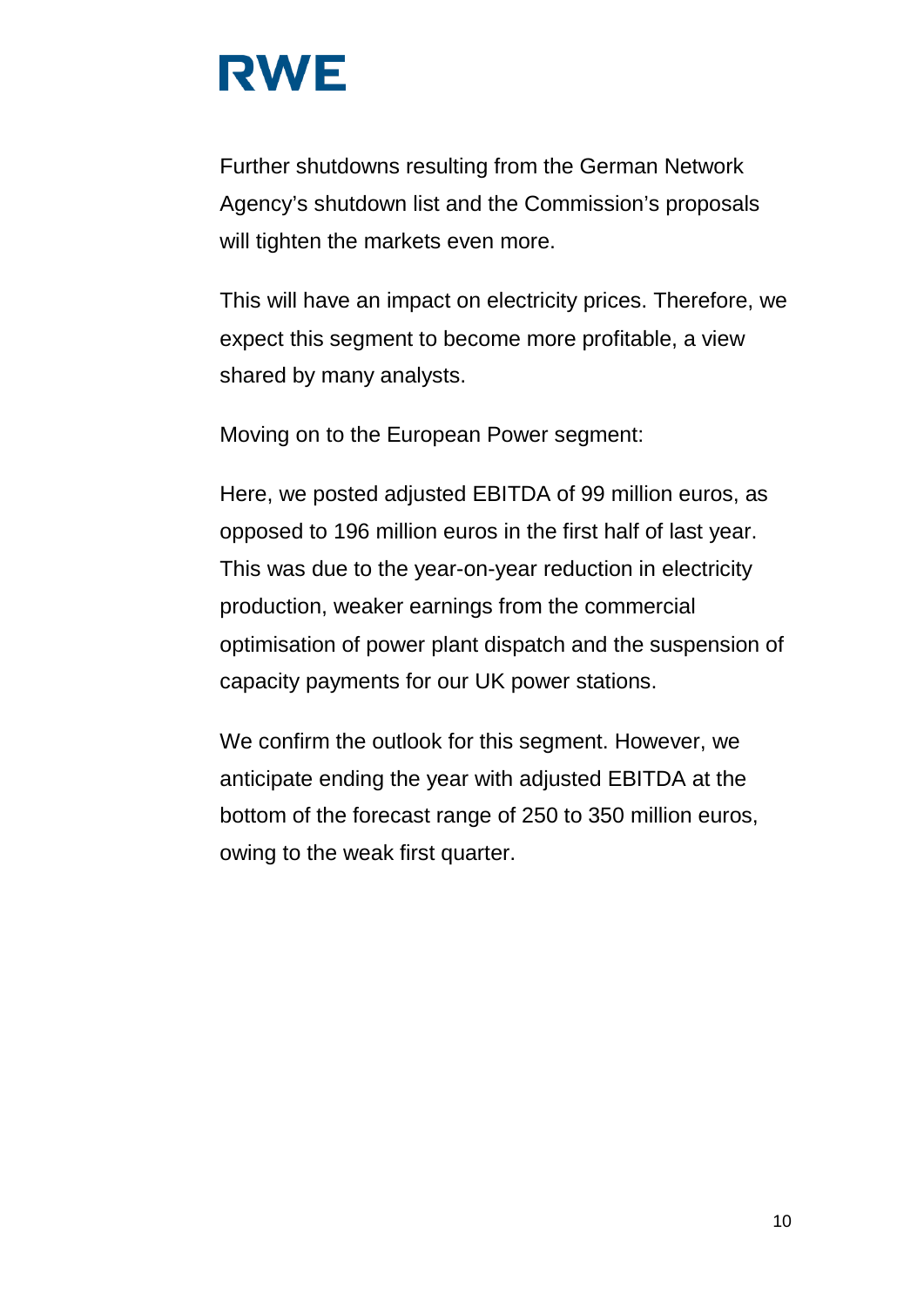Further shutdowns resulting from the German Network Agency's shutdown list and the Commission's proposals will tighten the markets even more.

This will have an impact on electricity prices. Therefore, we expect this segment to become more profitable, a view shared by many analysts.

Moving on to the European Power segment:

Here, we posted adjusted EBITDA of 99 million euros, as opposed to 196 million euros in the first half of last year. This was due to the year-on-year reduction in electricity production, weaker earnings from the commercial optimisation of power plant dispatch and the suspension of capacity payments for our UK power stations.

We confirm the outlook for this segment. However, we anticipate ending the year with adjusted EBITDA at the bottom of the forecast range of 250 to 350 million euros, owing to the weak first quarter.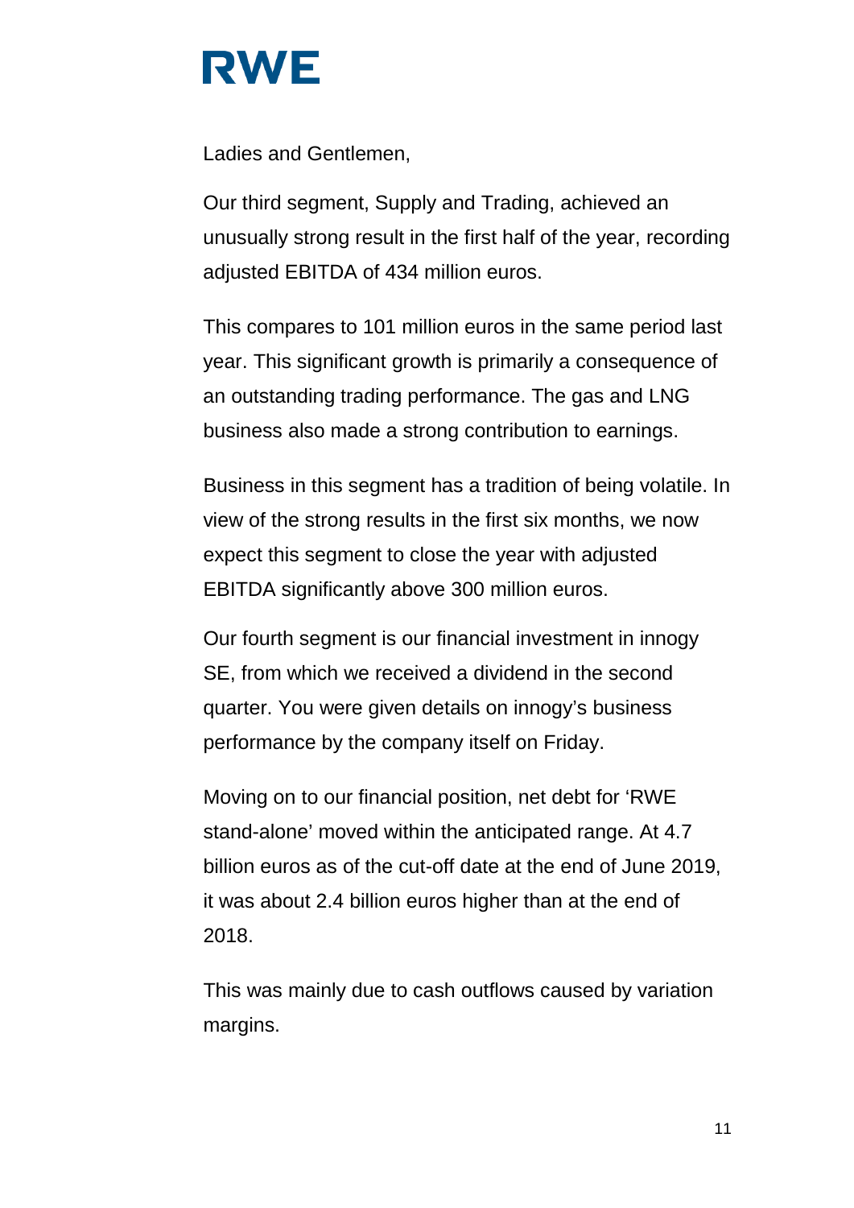Ladies and Gentlemen,

Our third segment, Supply and Trading, achieved an unusually strong result in the first half of the year, recording adjusted EBITDA of 434 million euros.

This compares to 101 million euros in the same period last year. This significant growth is primarily a consequence of an outstanding trading performance. The gas and LNG business also made a strong contribution to earnings.

Business in this segment has a tradition of being volatile. In view of the strong results in the first six months, we now expect this segment to close the year with adjusted EBITDA significantly above 300 million euros.

Our fourth segment is our financial investment in innogy SE, from which we received a dividend in the second quarter. You were given details on innogy's business performance by the company itself on Friday.

Moving on to our financial position, net debt for 'RWE stand-alone' moved within the anticipated range. At 4.7 billion euros as of the cut-off date at the end of June 2019, it was about 2.4 billion euros higher than at the end of 2018.

This was mainly due to cash outflows caused by variation margins.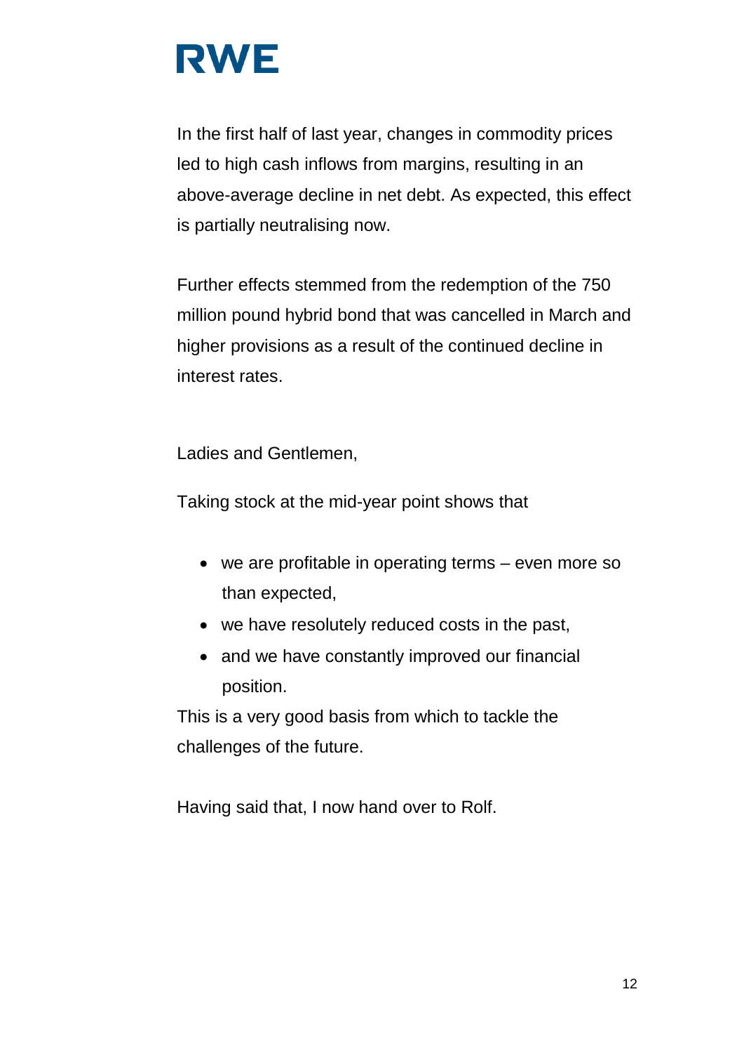In the first half of last year, changes in commodity prices led to high cash inflows from margins, resulting in an above-average decline in net debt. As expected, this effect is partially neutralising now.

Further effects stemmed from the redemption of the 750 million pound hybrid bond that was cancelled in March and higher provisions as a result of the continued decline in interest rates.

Ladies and Gentlemen,

Taking stock at the mid-year point shows that

- we are profitable in operating terms – even more so than expected,
- we have resolutely reduced costs in the past,
- and we have constantly improved our financial position.

This is a very good basis from which to tackle the challenges of the future.

Having said that, I now hand over to Rolf.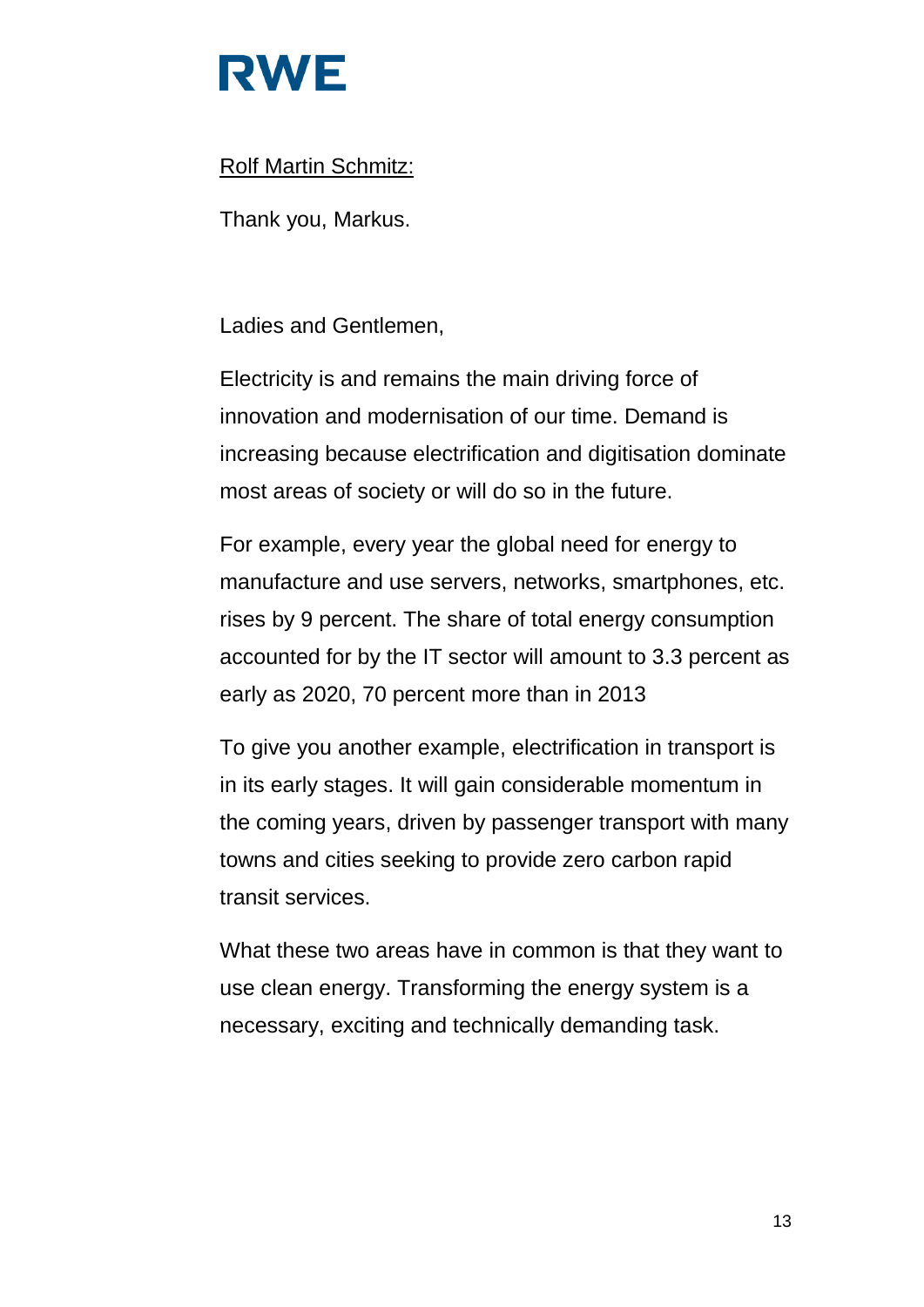<u>Rolf Martin Schmitz:</u>

Thank you, Markus.

Ladies and Gentlemen,

Electricity is and remains the main driving force of innovation and modernisation of our time. Demand is increasing because electrification and digitisation dominate most areas of society or will do so in the future.

For example, every year the global need for energy to manufacture and use servers, networks, smartphones, etc. rises by 9 percent. The share of total energy consumption accounted for by the IT sector will amount to 3.3 percent as early as 2020, 70 percent more than in 2013

To give you another example, electrification in transport is in its early stages. It will gain considerable momentum in the coming years, driven by passenger transport with many towns and cities seeking to provide zero carbon rapid transit services.

What these two areas have in common is that they want to use clean energy. Transforming the energy system is a necessary, exciting and technically demanding task.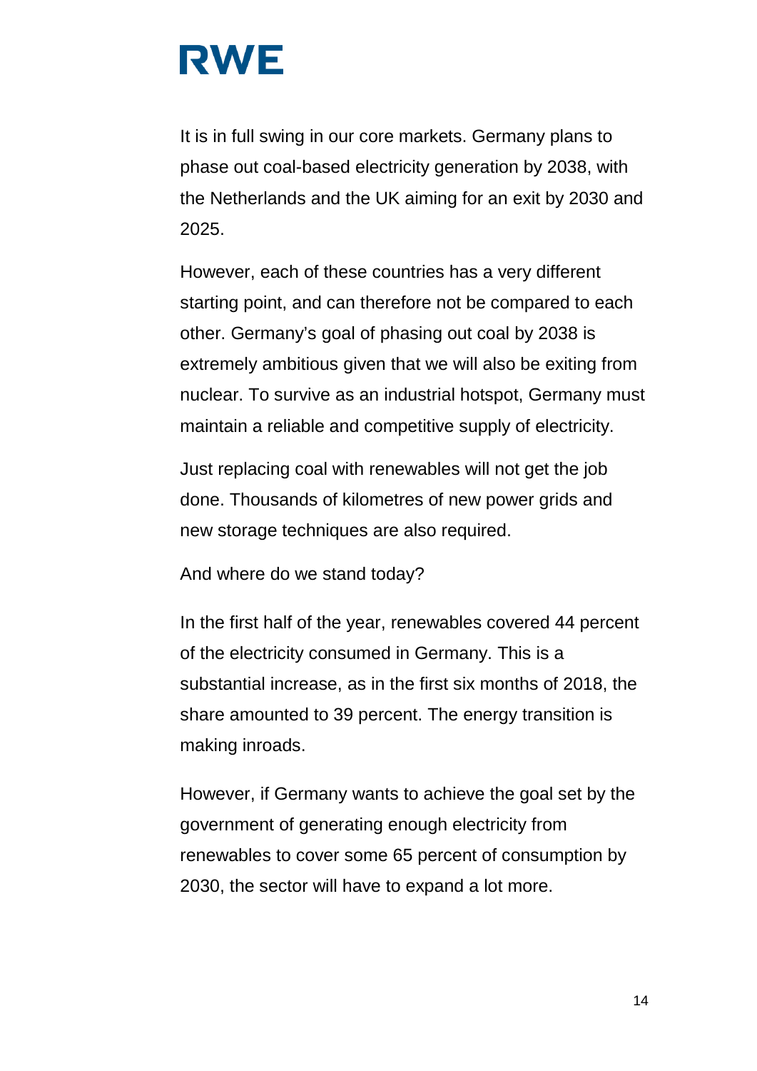It is in full swing in our core markets. Germany plans to phase out coal-based electricity generation by 2038, with the Netherlands and the UK aiming for an exit by 2030 and 2025.

However, each of these countries has a very different starting point, and can therefore not be compared to each other. Germany's goal of phasing out coal by 2038 is extremely ambitious given that we will also be exiting from nuclear. To survive as an industrial hotspot, Germany must maintain a reliable and competitive supply of electricity.

Just replacing coal with renewables will not get the job done. Thousands of kilometres of new power grids and new storage techniques are also required.

And where do we stand today?

In the first half of the year, renewables covered 44 percent of the electricity consumed in Germany. This is a substantial increase, as in the first six months of 2018, the share amounted to 39 percent. The energy transition is making inroads.

However, if Germany wants to achieve the goal set by the government of generating enough electricity from renewables to cover some 65 percent of consumption by 2030, the sector will have to expand a lot more.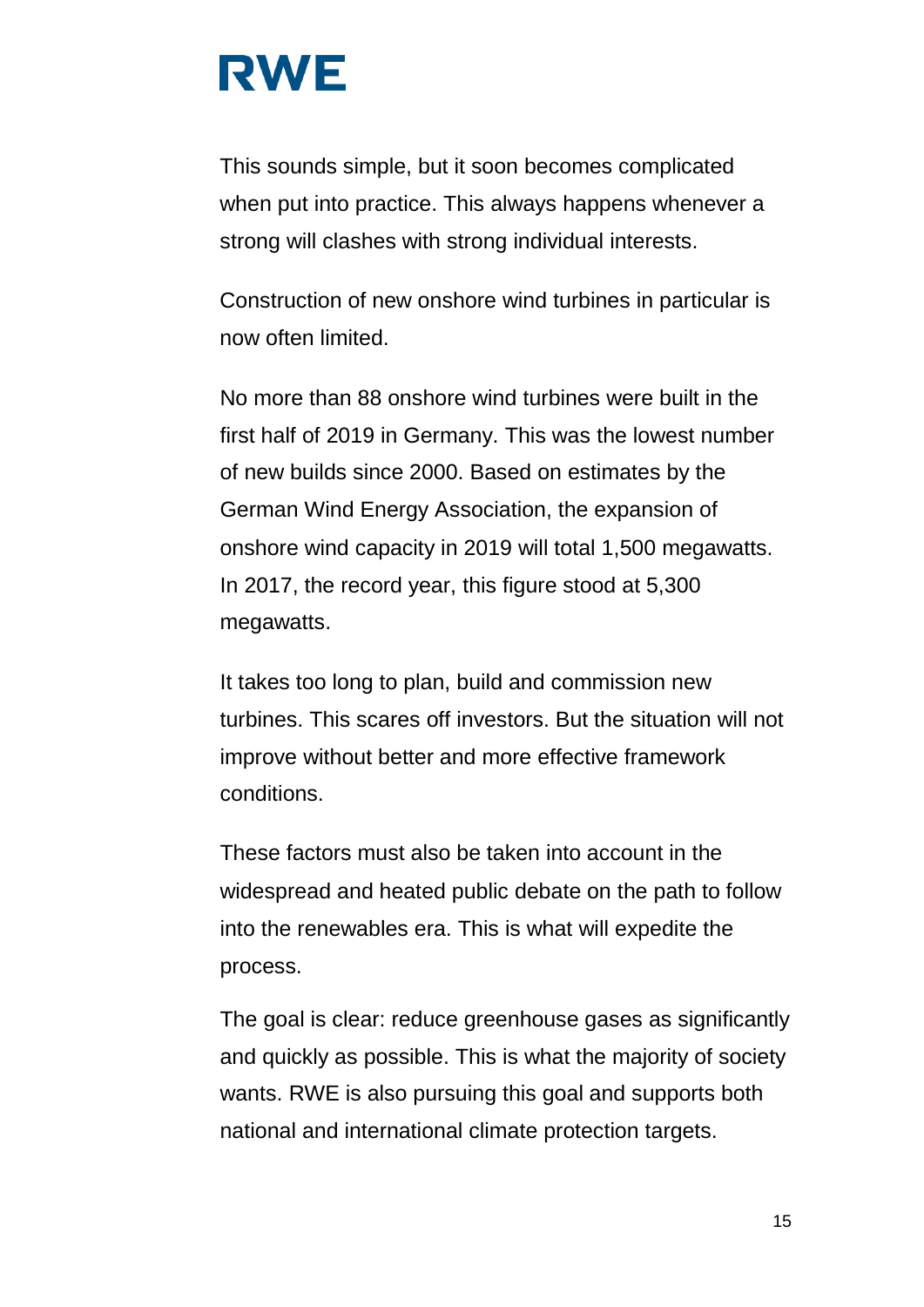This sounds simple, but it soon becomes complicated when put into practice. This always happens whenever a strong will clashes with strong individual interests.

Construction of new onshore wind turbines in particular is now often limited.

No more than 88 onshore wind turbines were built in the first half of 2019 in Germany. This was the lowest number of new builds since 2000. Based on estimates by the German Wind Energy Association, the expansion of onshore wind capacity in 2019 will total 1,500 megawatts. In 2017, the record year, this figure stood at 5,300 megawatts.

It takes too long to plan, build and commission new turbines. This scares off investors. But the situation will not improve without better and more effective framework conditions.

These factors must also be taken into account in the widespread and heated public debate on the path to follow into the renewables era. This is what will expedite the process.

The goal is clear: reduce greenhouse gases as significantly and quickly as possible. This is what the majority of society wants. RWE is also pursuing this goal and supports both national and international climate protection targets.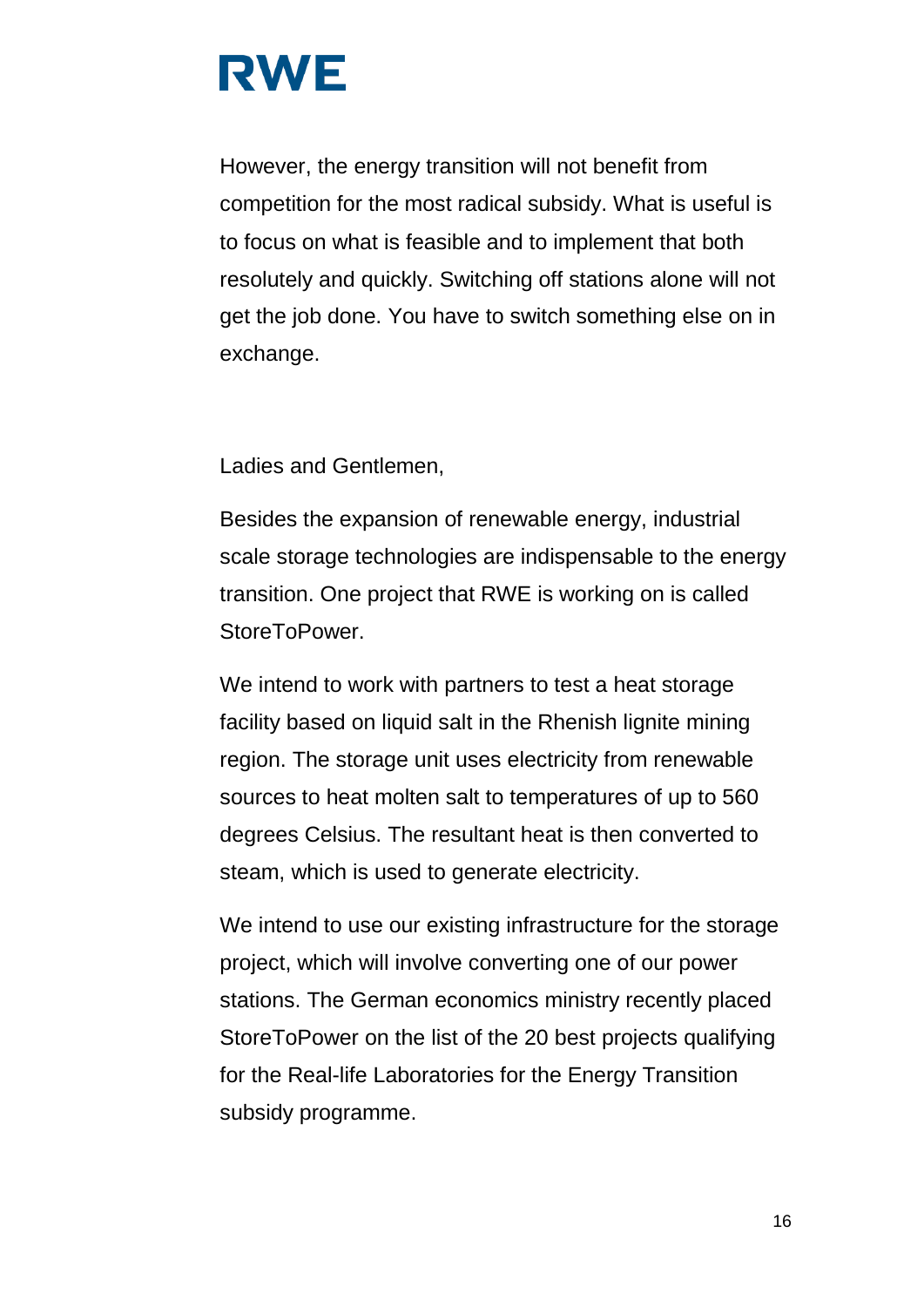However, the energy transition will not benefit from competition for the most radical subsidy. What is useful is to focus on what is feasible and to implement that both resolutely and quickly. Switching off stations alone will not get the job done. You have to switch something else on in exchange.

Ladies and Gentlemen,

Besides the expansion of renewable energy, industrial scale storage technologies are indispensable to the energy transition. One project that RWE is working on is called StoreToPower.

We intend to work with partners to test a heat storage facility based on liquid salt in the Rhenish lignite mining region. The storage unit uses electricity from renewable sources to heat molten salt to temperatures of up to 560 degrees Celsius. The resultant heat is then converted to steam, which is used to generate electricity.

We intend to use our existing infrastructure for the storage project, which will involve converting one of our power stations. The German economics ministry recently placed StoreToPower on the list of the 20 best projects qualifying for the Real-life Laboratories for the Energy Transition subsidy programme.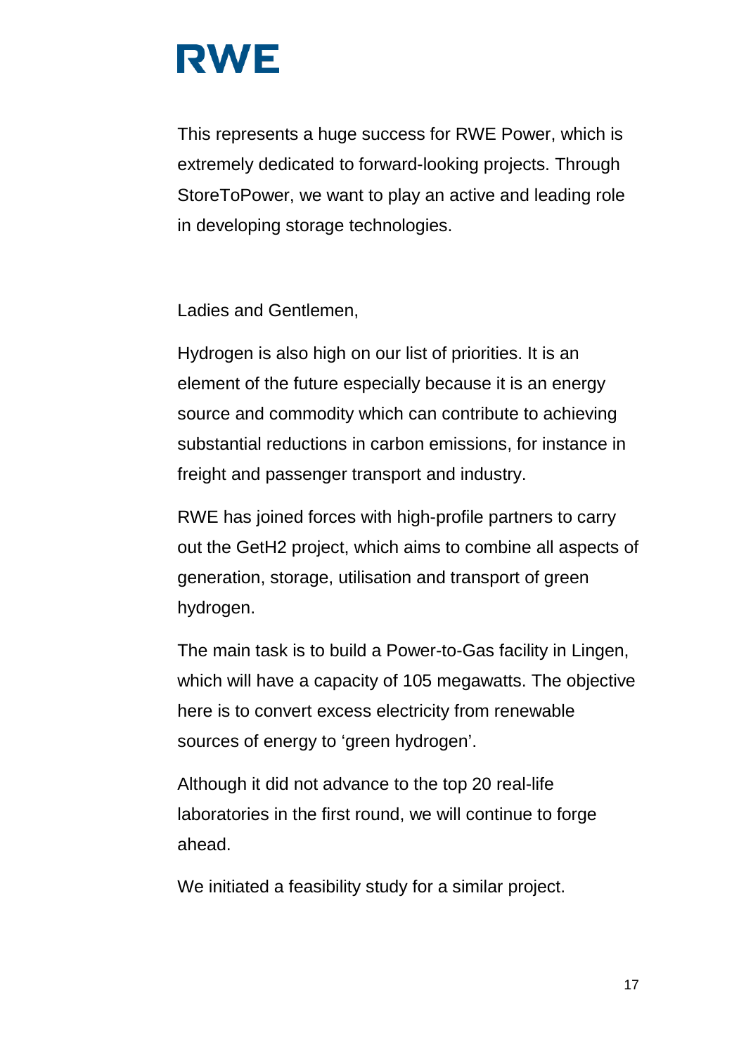This represents a huge success for RWE Power, which is extremely dedicated to forward-looking projects. Through StoreToPower, we want to play an active and leading role in developing storage technologies.

Ladies and Gentlemen,

Hydrogen is also high on our list of priorities. It is an element of the future especially because it is an energy source and commodity which can contribute to achieving substantial reductions in carbon emissions, for instance in freight and passenger transport and industry.

RWE has joined forces with high-profile partners to carry out the GetH2 project, which aims to combine all aspects of generation, storage, utilisation and transport of green hydrogen.

The main task is to build a Power-to-Gas facility in Lingen, which will have a capacity of 105 megawatts. The objective here is to convert excess electricity from renewable sources of energy to 'green hydrogen'.

Although it did not advance to the top 20 real-life laboratories in the first round, we will continue to forge ahead.

We initiated a feasibility study for a similar project.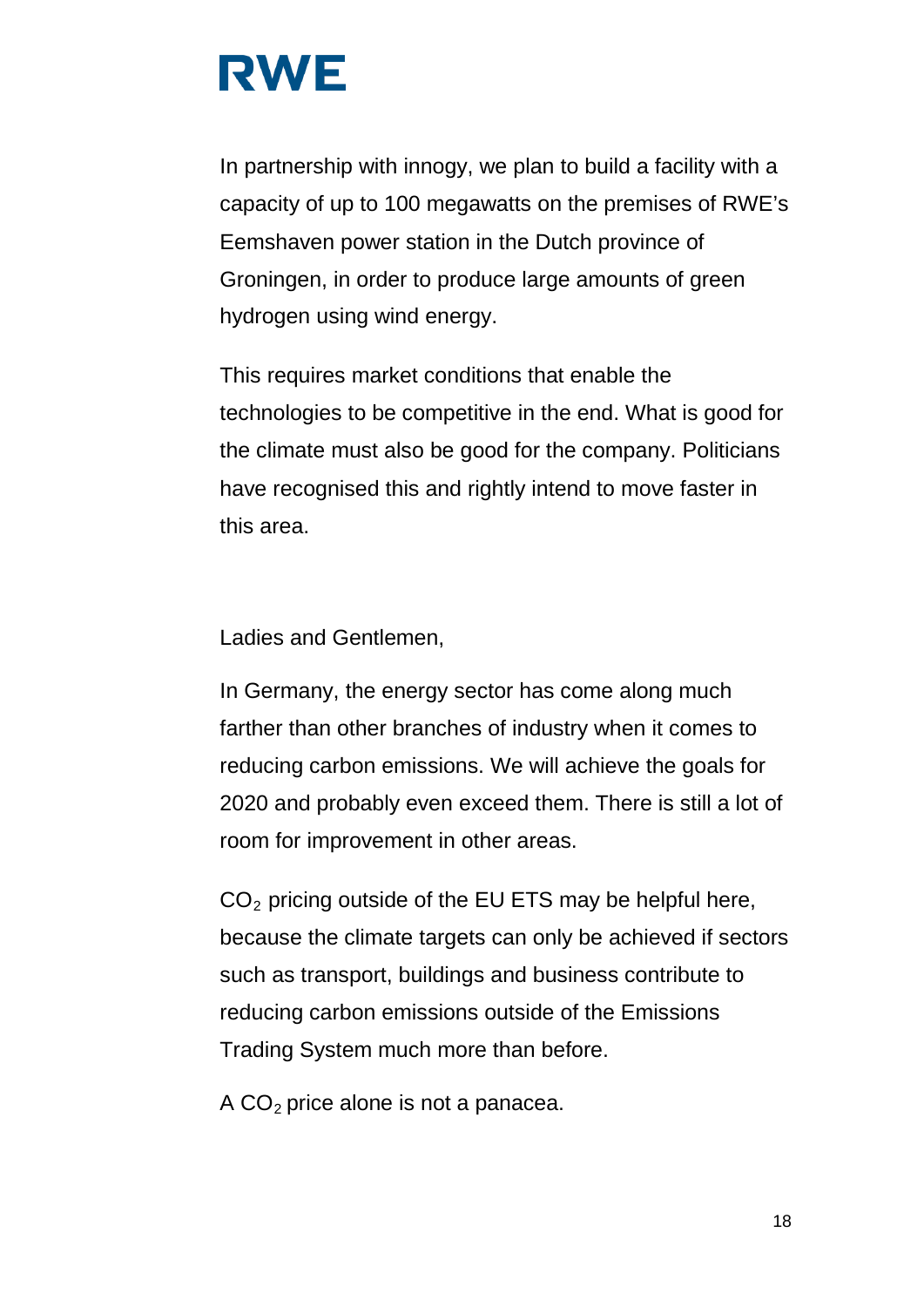In partnership with innogy, we plan to build a facility with a capacity of up to 100 megawatts on the premises of RWE's Eemshaven power station in the Dutch province of Groningen, in order to produce large amounts of green hydrogen using wind energy.

This requires market conditions that enable the technologies to be competitive in the end. What is good for the climate must also be good for the company. Politicians have recognised this and rightly intend to move faster in this area.

Ladies and Gentlemen,

In Germany, the energy sector has come along much farther than other branches of industry when it comes to reducing carbon emissions. We will achieve the goals for 2020 and probably even exceed them. There is still a lot of room for improvement in other areas.

$CO_2$ pricing outside of the EU ETS may be helpful here, because the climate targets can only be achieved if sectors such as transport, buildings and business contribute to reducing carbon emissions outside of the Emissions Trading System much more than before.

A $CO_2$ price alone is not a panacea.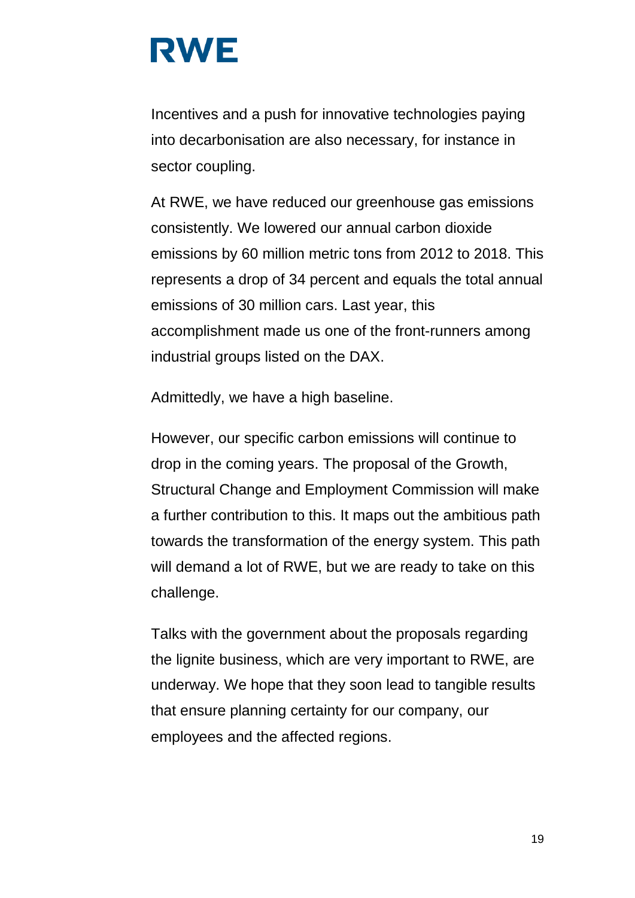Incentives and a push for innovative technologies paying into decarbonisation are also necessary, for instance in sector coupling.

At RWE, we have reduced our greenhouse gas emissions consistently. We lowered our annual carbon dioxide emissions by 60 million metric tons from 2012 to 2018. This represents a drop of 34 percent and equals the total annual emissions of 30 million cars. Last year, this accomplishment made us one of the front-runners among industrial groups listed on the DAX.

Admittedly, we have a high baseline.

However, our specific carbon emissions will continue to drop in the coming years. The proposal of the Growth, Structural Change and Employment Commission will make a further contribution to this. It maps out the ambitious path towards the transformation of the energy system. This path will demand a lot of RWE, but we are ready to take on this challenge.

Talks with the government about the proposals regarding the lignite business, which are very important to RWE, are underway. We hope that they soon lead to tangible results that ensure planning certainty for our company, our employees and the affected regions.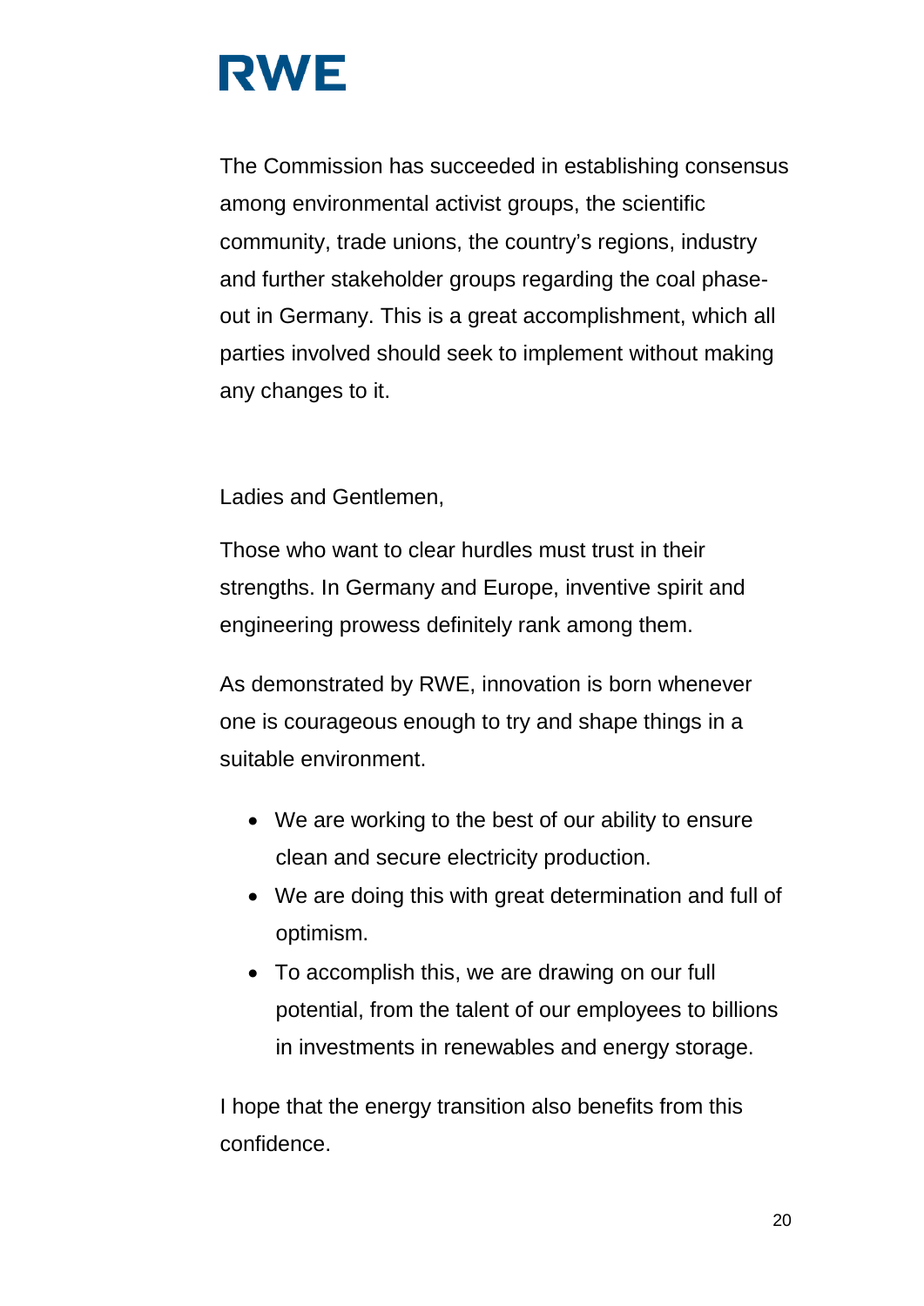The Commission has succeeded in establishing consensus among environmental activist groups, the scientific community, trade unions, the country's regions, industry and further stakeholder groups regarding the coal phase-out in Germany. This is a great accomplishment, which all parties involved should seek to implement without making any changes to it.

Ladies and Gentlemen,

Those who want to clear hurdles must trust in their strengths. In Germany and Europe, inventive spirit and engineering prowess definitely rank among them.

As demonstrated by RWE, innovation is born whenever one is courageous enough to try and shape things in a suitable environment.

- We are working to the best of our ability to ensure clean and secure electricity production.
- We are doing this with great determination and full of optimism.
- To accomplish this, we are drawing on our full potential, from the talent of our employees to billions in investments in renewables and energy storage.

I hope that the energy transition also benefits from this confidence.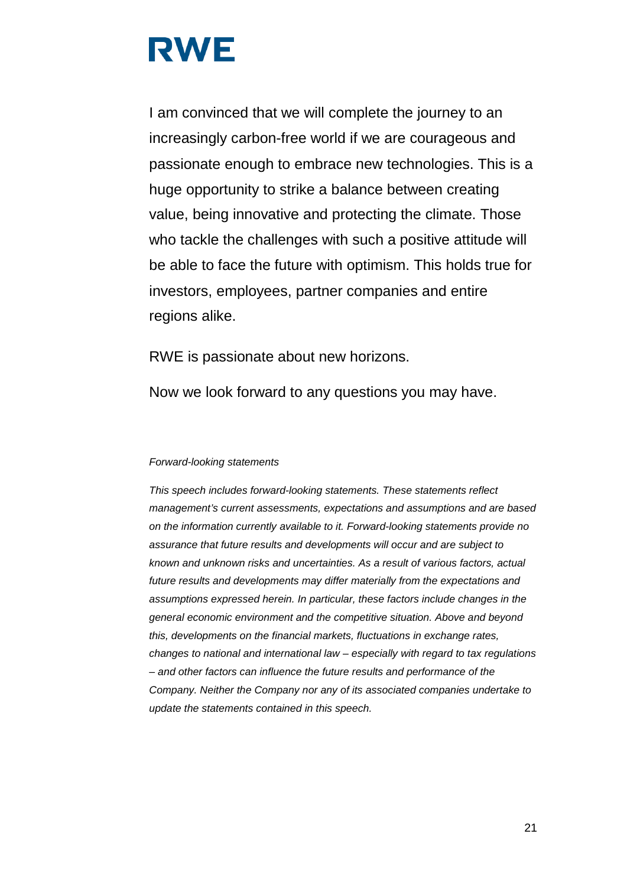I am convinced that we will complete the journey to an increasingly carbon-free world if we are courageous and passionate enough to embrace new technologies. This is a huge opportunity to strike a balance between creating value, being innovative and protecting the climate. Those who tackle the challenges with such a positive attitude will be able to face the future with optimism. This holds true for investors, employees, partner companies and entire regions alike.

RWE is passionate about new horizons.

Now we look forward to any questions you may have.

*Forward-looking statements*

*This speech includes forward-looking statements. These statements reflect management's current assessments, expectations and assumptions and are based on the information currently available to it. Forward-looking statements provide no assurance that future results and developments will occur and are subject to known and unknown risks and uncertainties. As a result of various factors, actual future results and developments may differ materially from the expectations and assumptions expressed herein. In particular, these factors include changes in the general economic environment and the competitive situation. Above and beyond this, developments on the financial markets, fluctuations in exchange rates, changes to national and international law – especially with regard to tax regulations – and other factors can influence the future results and performance of the Company. Neither the Company nor any of its associated companies undertake to update the statements contained in this speech.*